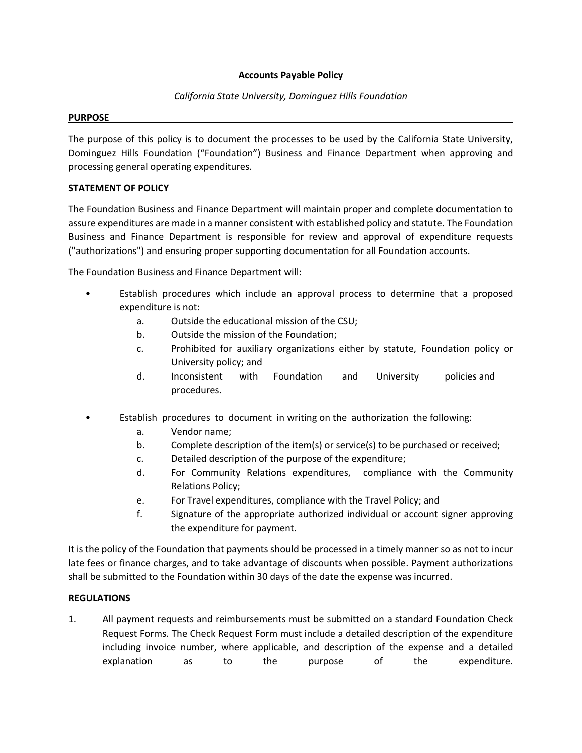**Accounts Payable Policy**

*California State University, Dominguez Hills Foundation*

**PURPOSE**

The purpose of this policy is to document the processes to be used by the California State University, Dominguez Hills Foundation ("Foundation") Business and Finance Department when approving and processing general operating expenditures.

**STATEMENT OF POLICY**

The Foundation Business and Finance Department will maintain proper and complete documentation to assure expenditures are made in a manner consistent with established policy and statute. The Foundation Business and Finance Department is responsible for review and approval of expenditure requests ("authorizations") and ensuring proper supporting documentation for all Foundation accounts.

The Foundation Business and Finance Department will:

- Establish procedures which include an approval process to determine that a proposed expenditure is not:
  a. Outside the educational mission of the CSU;
  b. Outside the mission of the Foundation;
  c. Prohibited for auxiliary organizations either by statute, Foundation policy or University policy; and
  d. Inconsistent with Foundation and University policies and procedures.

- Establish procedures to document in writing on the authorization the following:
  a. Vendor name;
  b. Complete description of the item(s) or service(s) to be purchased or received;
  c. Detailed description of the purpose of the expenditure;
  d. For Community Relations expenditures, compliance with the Community Relations Policy;
  e. For Travel expenditures, compliance with the Travel Policy; and
  f. Signature of the appropriate authorized individual or account signer approving the expenditure for payment.

It is the policy of the Foundation that payments should be processed in a timely manner so as not to incur late fees or finance charges, and to take advantage of discounts when possible. Payment authorizations shall be submitted to the Foundation within 30 days of the date the expense was incurred.

**REGULATIONS**

1. All payment requests and reimbursements must be submitted on a standard Foundation Check Request Forms. The Check Request Form must include a detailed description of the expenditure including invoice number, where applicable, and description of the expense and a detailed explanation as to the purpose of the expenditure.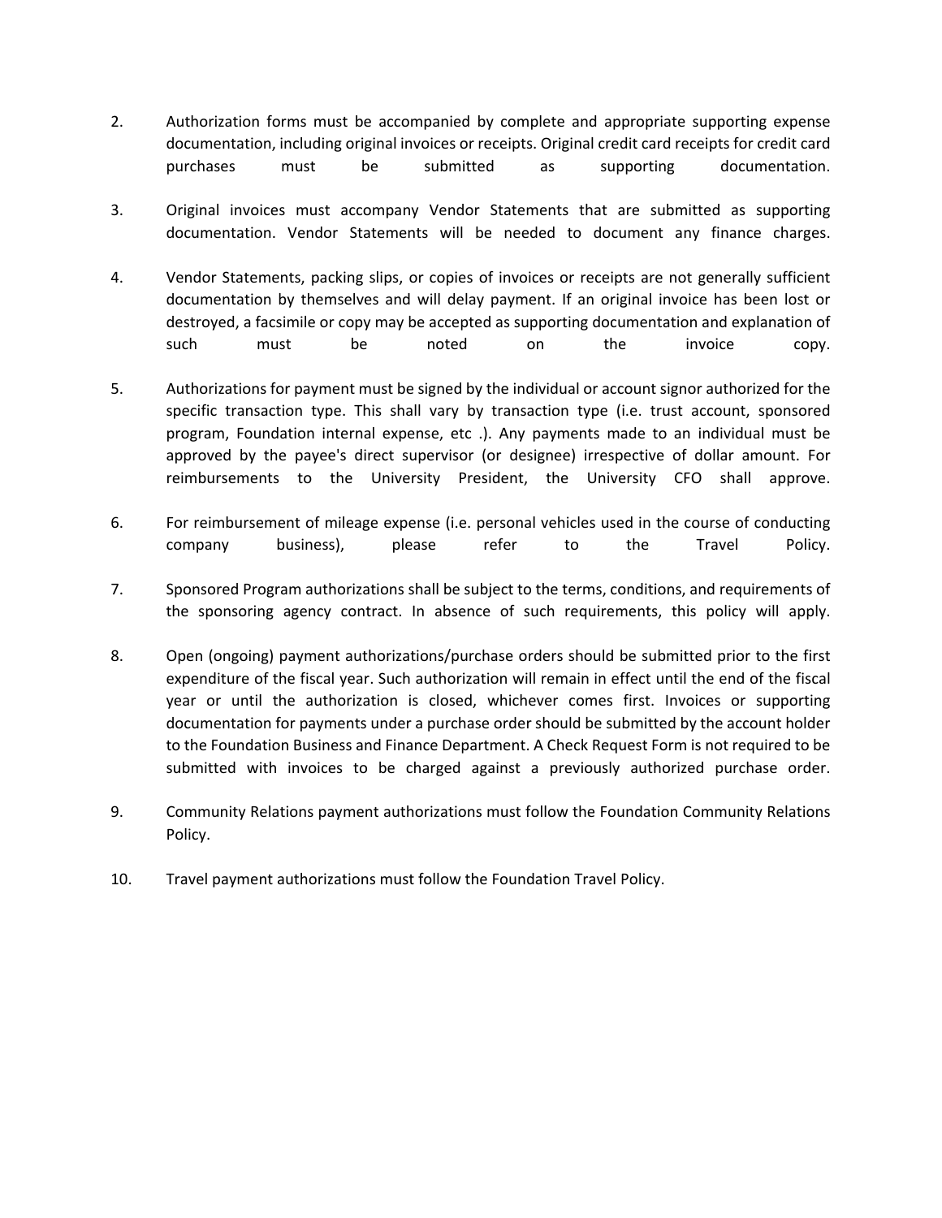2. Authorization forms must be accompanied by complete and appropriate supporting expense documentation, including original invoices or receipts. Original credit card receipts for credit card purchases must be submitted as supporting documentation.

3. Original invoices must accompany Vendor Statements that are submitted as supporting documentation. Vendor Statements will be needed to document any finance charges.

4. Vendor Statements, packing slips, or copies of invoices or receipts are not generally sufficient documentation by themselves and will delay payment. If an original invoice has been lost or destroyed, a facsimile or copy may be accepted as supporting documentation and explanation of such must be noted on the invoice copy.

5. Authorizations for payment must be signed by the individual or account signor authorized for the specific transaction type. This shall vary by transaction type (i.e. trust account, sponsored program, Foundation internal expense, etc .). Any payments made to an individual must be approved by the payee's direct supervisor (or designee) irrespective of dollar amount. For reimbursements to the University President, the University CFO shall approve.

6. For reimbursement of mileage expense (i.e. personal vehicles used in the course of conducting company business), please refer to the Travel Policy.

7. Sponsored Program authorizations shall be subject to the terms, conditions, and requirements of the sponsoring agency contract. In absence of such requirements, this policy will apply.

8. Open (ongoing) payment authorizations/purchase orders should be submitted prior to the first expenditure of the fiscal year. Such authorization will remain in effect until the end of the fiscal year or until the authorization is closed, whichever comes first. Invoices or supporting documentation for payments under a purchase order should be submitted by the account holder to the Foundation Business and Finance Department. A Check Request Form is not required to be submitted with invoices to be charged against a previously authorized purchase order.

9. Community Relations payment authorizations must follow the Foundation Community Relations Policy.

10. Travel payment authorizations must follow the Foundation Travel Policy.